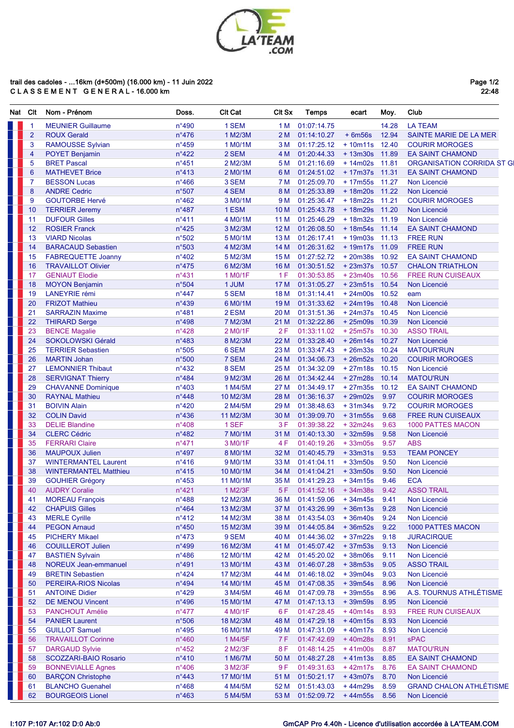trail des cadoles - ...16km (d+500m) (16.000 km) - 11 Juin 2022

C L A S S E M E N T   G E N E R A L - 16.000 km

| Nat | Clt | Nom - Prénom | Doss. | Clt Cat | Clt Sx | Temps | ecart | Moy. | Club |
|---|---|---|---|---|---|---|---|---|---|
| | 1 | MEUNIER Guillaume | n°490 | 1 SEM | 1 M | 01:07:14.75 | | 14.28 | LA TEAM |
| | 2 | ROUX Gerald | n°476 | 1 M2/3M | 2 M | 01:14:10.27 | + 6m56s | 12.94 | SAINTE MARIE DE LA MER |
| | 3 | RAMOUSSE Sylvian | n°459 | 1 M0/1M | 3 M | 01:17:25.12 | + 10m11s | 12.40 | COURIR MOROGES |
| | 4 | POYET Benjamin | n°422 | 2 SEM | 4 M | 01:20:44.33 | + 13m30s | 11.89 | EA SAINT CHAMOND |
| | 5 | BRET Pascal | n°451 | 2 M2/3M | 5 M | 01:21:16.69 | + 14m02s | 11.81 | ORGANISATION CORRIDA ST GI |
| | 6 | MATHEVET Brice | n°413 | 2 M0/1M | 6 M | 01:24:51.02 | + 17m37s | 11.31 | EA SAINT CHAMOND |
| | 7 | BESSON Lucas | n°466 | 3 SEM | 7 M | 01:25:09.70 | + 17m55s | 11.27 | Non Licencié |
| | 8 | ANDRE Cedric | n°507 | 4 SEM | 8 M | 01:25:33.89 | + 18m20s | 11.22 | Non Licencié |
| | 9 | GOUTORBE Hervé | n°462 | 3 M0/1M | 9 M | 01:25:36.47 | + 18m22s | 11.21 | COURIR MOROGES |
| | 10 | TERRIER Jeremy | n°487 | 1 ESM | 10 M | 01:25:43.78 | + 18m29s | 11.20 | Non Licencié |
| | 11 | DUFOUR Gilles | n°411 | 4 M0/1M | 11 M | 01:25:46.29 | + 18m32s | 11.19 | Non Licencié |
| | 12 | ROSIER Franck | n°425 | 3 M2/3M | 12 M | 01:26:08.50 | + 18m54s | 11.14 | EA SAINT CHAMOND |
| | 13 | VIARD Nicolas | n°502 | 5 M0/1M | 13 M | 01:26:17.41 | + 19m03s | 11.13 | FREE RUN |
| | 14 | BARACAUD Sebastien | n°503 | 4 M2/3M | 14 M | 01:26:31.62 | + 19m17s | 11.09 | FREE RUN |
| | 15 | FABREQUETTE Joanny | n°402 | 5 M2/3M | 15 M | 01:27:52.72 | + 20m38s | 10.92 | EA SAINT CHAMOND |
| | 16 | TRAVAILLOT Olivier | n°475 | 6 M2/3M | 16 M | 01:30:51.52 | + 23m37s | 10.57 | CHALON TRIATHLON |
| | 17 | GENIAUT Elodie | n°431 | 1 M0/1F | 1 F | 01:30:53.85 | + 23m40s | 10.56 | FREE RUN CUISEAUX |
| | 18 | MOYON Benjamin | n°504 | 1 JUM | 17 M | 01:31:05.27 | + 23m51s | 10.54 | Non Licencié |
| | 19 | LANEYRIE rémi | n°447 | 5 SEM | 18 M | 01:31:14.41 | + 24m00s | 10.52 | eam |
| | 20 | FRIZOT Mathieu | n°439 | 6 M0/1M | 19 M | 01:31:33.62 | + 24m19s | 10.48 | Non Licencié |
| | 21 | SARRAZIN Maxime | n°481 | 2 ESM | 20 M | 01:31:51.36 | + 24m37s | 10.45 | Non Licencié |
| | 22 | THIRARD Serge | n°498 | 7 M2/3M | 21 M | 01:32:22.86 | + 25m09s | 10.39 | Non Licencié |
| | 23 | BENCE Magalie | n°428 | 2 M0/1F | 2 F | 01:33:11.02 | + 25m57s | 10.30 | ASSO TRAIL |
| | 24 | SOKOLOWSKI Gérald | n°483 | 8 M2/3M | 22 M | 01:33:28.40 | + 26m14s | 10.27 | Non Licencié |
| | 25 | TERRIER Sebastien | n°505 | 6 SEM | 23 M | 01:33:47.43 | + 26m33s | 10.24 | MATOUR'RUN |
| | 26 | MARTIN Johan | n°500 | 7 SEM | 24 M | 01:34:06.73 | + 26m52s | 10.20 | COURIR MOROGES |
| | 27 | LEMONNIER Thibaut | n°432 | 8 SEM | 25 M | 01:34:32.09 | + 27m18s | 10.15 | Non Licencié |
| | 28 | SERVIGNAT Thierry | n°484 | 9 M2/3M | 26 M | 01:34:42.44 | + 27m28s | 10.14 | MATOU'RUN |
| | 29 | CHAVANNE Dominique | n°403 | 1 M4/5M | 27 M | 01:34:49.17 | + 27m35s | 10.12 | EA SAINT CHAMOND |
| | 30 | RAYNAL Mathieu | n°448 | 10 M2/3M | 28 M | 01:36:16.37 | + 29m02s | 9.97 | COURIR MOROGES |
| | 31 | BOIVIN Alain | n°420 | 2 M4/5M | 29 M | 01:38:48.63 | + 31m34s | 9.72 | COURIR MOROGES |
| | 32 | COLIN David | n°436 | 11 M2/3M | 30 M | 01:39:09.70 | + 31m55s | 9.68 | FREE RUN CUISEAUX |
| | 33 | DELIE Blandine | n°408 | 1 SEF | 3 F | 01:39:38.22 | + 32m24s | 9.63 | 1000 PATTES MACON |
| | 34 | CLERC Cédric | n°482 | 7 M0/1M | 31 M | 01:40:13.30 | + 32m59s | 9.58 | Non Licencié |
| | 35 | FERRARI Claire | n°471 | 3 M0/1F | 4 F | 01:40:19.26 | + 33m05s | 9.57 | ABS |
| | 36 | MAUPOUX Julien | n°497 | 8 M0/1M | 32 M | 01:40:45.79 | + 33m31s | 9.53 | TEAM PONCEY |
| | 37 | WINTERMANTEL Laurent | n°416 | 9 M0/1M | 33 M | 01:41:04.11 | + 33m50s | 9.50 | Non Licencié |
| | 38 | WINTERMANTEL Matthieu | n°415 | 10 M0/1M | 34 M | 01:41:04.21 | + 33m50s | 9.50 | Non Licencié |
| | 39 | GOUHIER Grégory | n°453 | 11 M0/1M | 35 M | 01:41:29.23 | + 34m15s | 9.46 | ECA |
| | 40 | AUDRY Coralie | n°421 | 1 M2/3F | 5 F | 01:41:52.16 | + 34m38s | 9.42 | ASSO TRAIL |
| | 41 | MOREAU François | n°488 | 12 M2/3M | 36 M | 01:41:59.06 | + 34m45s | 9.41 | Non Licencié |
| | 42 | CHAPUIS Gilles | n°464 | 13 M2/3M | 37 M | 01:43:26.99 | + 36m13s | 9.28 | Non Licencié |
| | 43 | MERLE Cyrille | n°412 | 14 M2/3M | 38 M | 01:43:54.03 | + 36m40s | 9.24 | Non Licencié |
| | 44 | PEGON Arnaud | n°450 | 15 M2/3M | 39 M | 01:44:05.84 | + 36m52s | 9.22 | 1000 PATTES MACON |
| | 45 | PICHERY Mikael | n°473 | 9 SEM | 40 M | 01:44:36.02 | + 37m22s | 9.18 | JURACIRQUE |
| | 46 | COUILLEROT Julien | n°499 | 16 M2/3M | 41 M | 01:45:07.42 | + 37m53s | 9.13 | Non Licencié |
| | 47 | BASTIEN Sylvain | n°486 | 12 M0/1M | 42 M | 01:45:20.02 | + 38m06s | 9.11 | Non Licencié |
| | 48 | NOREUX Jean-emmanuel | n°491 | 13 M0/1M | 43 M | 01:46:07.28 | + 38m53s | 9.05 | ASSO TRAIL |
| | 49 | BRETIN Sebastien | n°424 | 17 M2/3M | 44 M | 01:46:18.02 | + 39m04s | 9.03 | Non Licencié |
| | 50 | PEREIRA-RIOS Nicolas | n°494 | 14 M0/1M | 45 M | 01:47:08.35 | + 39m54s | 8.96 | Non Licencié |
| | 51 | ANTOINE Didier | n°429 | 3 M4/5M | 46 M | 01:47:09.78 | + 39m55s | 8.96 | A.S. TOURNUS ATHLÉTISME |
| | 52 | DE MENOU Vincent | n°496 | 15 M0/1M | 47 M | 01:47:13.13 | + 39m59s | 8.95 | Non Licencié |
| | 53 | PANCHOUT Amélie | n°477 | 4 M0/1F | 6 F | 01:47:28.45 | + 40m14s | 8.93 | FREE RUN CUISEAUX |
| | 54 | PANIER Laurent | n°506 | 18 M2/3M | 48 M | 01:47:29.18 | + 40m15s | 8.93 | Non Licencié |
| | 55 | GUILLOT Samuel | n°495 | 16 M0/1M | 49 M | 01:47:31.09 | + 40m17s | 8.93 | Non Licencié |
| | 56 | TRAVAILLOT Corinne | n°460 | 1 M4/5F | 7 F | 01:47:42.69 | + 40m28s | 8.91 | sPAC |
| | 57 | DARGAUD Sylvie | n°452 | 2 M2/3F | 8 F | 01:48:14.25 | + 41m00s | 8.87 | MATOU'RUN |
| | 58 | SCOZZARI-BAIO Rosario | n°410 | 1 M6/7M | 50 M | 01:48:27.28 | + 41m13s | 8.85 | EA SAINT CHAMOND |
| | 59 | BONNEVIALLE Agnes | n°406 | 3 M2/3F | 9 F | 01:49:31.63 | + 42m17s | 8.76 | EA SAINT CHAMOND |
| | 60 | BARÇON Christophe | n°443 | 17 M0/1M | 51 M | 01:50:21.17 | + 43m07s | 8.70 | Non Licencié |
| | 61 | BLANCHO Guenahel | n°468 | 4 M4/5M | 52 M | 01:51:43.03 | + 44m29s | 8.59 | GRAND CHALON ATHLÉTISME |
| | 62 | BOURGEOIS Lionel | n°463 | 5 M4/5M | 53 M | 01:52:09.72 | + 44m55s | 8.56 | Non Licencié |

I:107 P:107 Ar:102 D:0 Ab:0

GmCAP Pro 4.40h - Licence d'utilisation accordée à LA'TEAM.COM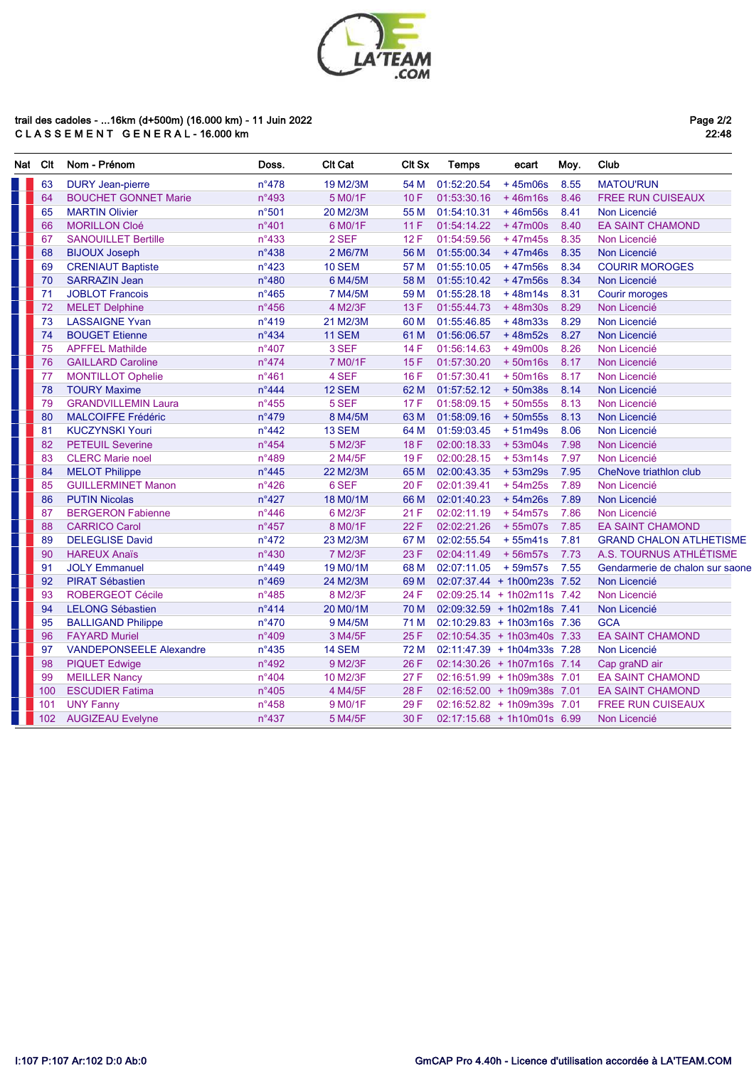trail des cadoles - ...16km (d+500m) (16.000 km) - 11 Juin 2022

C L A S S E M E N T   G E N E R A L - 16.000 km

| Nat | Clt | Nom - Prénom | Doss. | Clt Cat | Clt Sx | Temps | ecart | Moy. | Club |
|---|---|---|---|---|---|---|---|---|---|
| | 63 | DURY Jean-pierre | n°478 | 19 M2/3M | 54 M | 01:52:20.54 | + 45m06s | 8.55 | MATOU'RUN |
| | 64 | BOUCHET GONNET Marie | n°493 | 5 M0/1F | 10 F | 01:53:30.16 | + 46m16s | 8.46 | FREE RUN CUISEAUX |
| | 65 | MARTIN Olivier | n°501 | 20 M2/3M | 55 M | 01:54:10.31 | + 46m56s | 8.41 | Non Licencié |
| | 66 | MORILLON Cloé | n°401 | 6 M0/1F | 11 F | 01:54:14.22 | + 47m00s | 8.40 | EA SAINT CHAMOND |
| | 67 | SANOUILLET Bertille | n°433 | 2 SEF | 12 F | 01:54:59.56 | + 47m45s | 8.35 | Non Licencié |
| | 68 | BIJOUX Joseph | n°438 | 2 M6/7M | 56 M | 01:55:00.34 | + 47m46s | 8.35 | Non Licencié |
| | 69 | CRENIAUT Baptiste | n°423 | 10 SEM | 57 M | 01:55:10.05 | + 47m56s | 8.34 | COURIR MOROGES |
| | 70 | SARRAZIN Jean | n°480 | 6 M4/5M | 58 M | 01:55:10.42 | + 47m56s | 8.34 | Non Licencié |
| | 71 | JOBLOT Francois | n°465 | 7 M4/5M | 59 M | 01:55:28.18 | + 48m14s | 8.31 | Courir moroges |
| | 72 | MELET Delphine | n°456 | 4 M2/3F | 13 F | 01:55:44.73 | + 48m30s | 8.29 | Non Licencié |
| | 73 | LASSAIGNE Yvan | n°419 | 21 M2/3M | 60 M | 01:55:46.85 | + 48m33s | 8.29 | Non Licencié |
| | 74 | BOUGET Etienne | n°434 | 11 SEM | 61 M | 01:56:06.57 | + 48m52s | 8.27 | Non Licencié |
| | 75 | APFFEL Mathilde | n°407 | 3 SEF | 14 F | 01:56:14.63 | + 49m00s | 8.26 | Non Licencié |
| | 76 | GAILLARD Caroline | n°474 | 7 M0/1F | 15 F | 01:57:30.20 | + 50m16s | 8.17 | Non Licencié |
| | 77 | MONTILLOT Ophelie | n°461 | 4 SEF | 16 F | 01:57:30.41 | + 50m16s | 8.17 | Non Licencié |
| | 78 | TOURY Maxime | n°444 | 12 SEM | 62 M | 01:57:52.12 | + 50m38s | 8.14 | Non Licencié |
| | 79 | GRANDVILLEMIN Laura | n°455 | 5 SEF | 17 F | 01:58:09.15 | + 50m55s | 8.13 | Non Licencié |
| | 80 | MALCOIFFE Frédéric | n°479 | 8 M4/5M | 63 M | 01:58:09.16 | + 50m55s | 8.13 | Non Licencié |
| | 81 | KUCZYNSKI Youri | n°442 | 13 SEM | 64 M | 01:59:03.45 | + 51m49s | 8.06 | Non Licencié |
| | 82 | PETEUIL Severine | n°454 | 5 M2/3F | 18 F | 02:00:18.33 | + 53m04s | 7.98 | Non Licencié |
| | 83 | CLERC Marie noel | n°489 | 2 M4/5F | 19 F | 02:00:28.15 | + 53m14s | 7.97 | Non Licencié |
| | 84 | MELOT Philippe | n°445 | 22 M2/3M | 65 M | 02:00:43.35 | + 53m29s | 7.95 | CheNove triathlon club |
| | 85 | GUILLERMINET Manon | n°426 | 6 SEF | 20 F | 02:01:39.41 | + 54m25s | 7.89 | Non Licencié |
| | 86 | PUTIN Nicolas | n°427 | 18 M0/1M | 66 M | 02:01:40.23 | + 54m26s | 7.89 | Non Licencié |
| | 87 | BERGERON Fabienne | n°446 | 6 M2/3F | 21 F | 02:02:11.19 | + 54m57s | 7.86 | Non Licencié |
| | 88 | CARRICO Carol | n°457 | 8 M0/1F | 22 F | 02:02:21.26 | + 55m07s | 7.85 | EA SAINT CHAMOND |
| | 89 | DELEGLISE David | n°472 | 23 M2/3M | 67 M | 02:02:55.54 | + 55m41s | 7.81 | GRAND CHALON ATLHETISME |
| | 90 | HAREUX Anaïs | n°430 | 7 M2/3F | 23 F | 02:04:11.49 | + 56m57s | 7.73 | A.S. TOURNUS ATHLÉTISME |
| | 91 | JOLY Emmanuel | n°449 | 19 M0/1M | 68 M | 02:07:11.05 | + 59m57s | 7.55 | Gendarmerie de chalon sur saone |
| | 92 | PIRAT Sébastien | n°469 | 24 M2/3M | 69 M | 02:07:37.44 | + 1h00m23s | 7.52 | Non Licencié |
| | 93 | ROBERGEOT Cécile | n°485 | 8 M2/3F | 24 F | 02:09:25.14 | + 1h02m11s | 7.42 | Non Licencié |
| | 94 | LELONG Sébastien | n°414 | 20 M0/1M | 70 M | 02:09:32.59 | + 1h02m18s | 7.41 | Non Licencié |
| | 95 | BALLIGAND Philippe | n°470 | 9 M4/5M | 71 M | 02:10:29.83 | + 1h03m16s | 7.36 | GCA |
| | 96 | FAYARD Muriel | n°409 | 3 M4/5F | 25 F | 02:10:54.35 | + 1h03m40s | 7.33 | EA SAINT CHAMOND |
| | 97 | VANDEPONSEELE Alexandre | n°435 | 14 SEM | 72 M | 02:11:47.39 | + 1h04m33s | 7.28 | Non Licencié |
| | 98 | PIQUET Edwige | n°492 | 9 M2/3F | 26 F | 02:14:30.26 | + 1h07m16s | 7.14 | Cap graND air |
| | 99 | MEILLER Nancy | n°404 | 10 M2/3F | 27 F | 02:16:51.99 | + 1h09m38s | 7.01 | EA SAINT CHAMOND |
| | 100 | ESCUDIER Fatima | n°405 | 4 M4/5F | 28 F | 02:16:52.00 | + 1h09m38s | 7.01 | EA SAINT CHAMOND |
| | 101 | UNY Fanny | n°458 | 9 M0/1F | 29 F | 02:16:52.82 | + 1h09m39s | 7.01 | FREE RUN CUISEAUX |
| | 102 | AUGIZEAU Evelyne | n°437 | 5 M4/5F | 30 F | 02:17:15.68 | + 1h10m01s | 6.99 | Non Licencié |

I:107 P:107 Ar:102 D:0 Ab:0

GmCAP Pro 4.40h - Licence d'utilisation accordée à LA'TEAM.COM